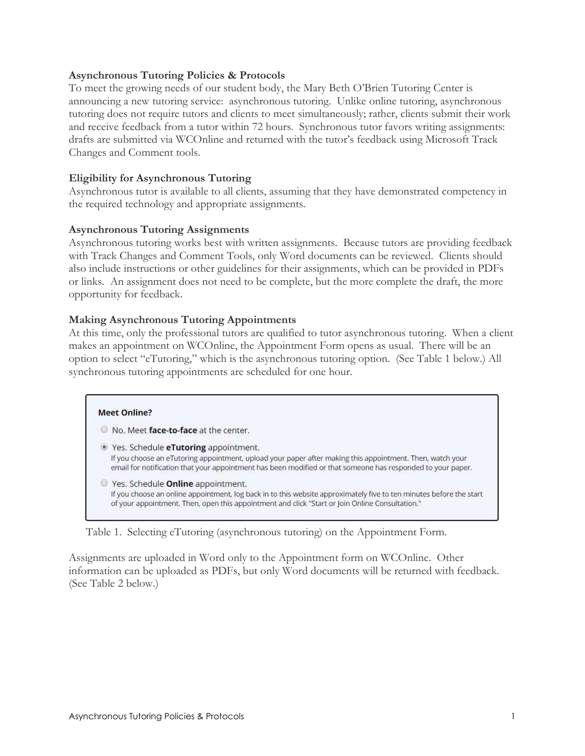**Asynchronous Tutoring Policies & Protocols**

To meet the growing needs of our student body, the Mary Beth O'Brien Tutoring Center is announcing a new tutoring service: asynchronous tutoring. Unlike online tutoring, asynchronous tutoring does not require tutors and clients to meet simultaneously; rather, clients submit their work and receive feedback from a tutor within 72 hours. Synchronous tutor favors writing assignments: drafts are submitted via WCOnline and returned with the tutor's feedback using Microsoft Track Changes and Comment tools.

**Eligibility for Asynchronous Tutoring**

Asynchronous tutor is available to all clients, assuming that they have demonstrated competency in the required technology and appropriate assignments.

**Asynchronous Tutoring Assignments**

Asynchronous tutoring works best with written assignments. Because tutors are providing feedback with Track Changes and Comment Tools, only Word documents can be reviewed. Clients should also include instructions or other guidelines for their assignments, which can be provided in PDFs or links. An assignment does not need to be complete, but the more complete the draft, the more opportunity for feedback.

**Making Asynchronous Tutoring Appointments**

At this time, only the professional tutors are qualified to tutor asynchronous tutoring. When a client makes an appointment on WCOnline, the Appointment Form opens as usual. There will be an option to select "eTutoring," which is the asynchronous tutoring option. (See Table 1 below.) All synchronous tutoring appointments are scheduled for one hour.

**Meet Online?**

- ○ No. Meet **face-to-face** at the center.
- ◉ Yes. Schedule **eTutoring** appointment.
  If you choose an eTutoring appointment, upload your paper after making this appointment. Then, watch your email for notification that your appointment has been modified or that someone has responded to your paper.
- ○ Yes. Schedule **Online** appointment.
  If you choose an online appointment, log back in to this website approximately five to ten minutes before the start of your appointment. Then, open this appointment and click "Start or Join Online Consultation."

Table 1. Selecting eTutoring (asynchronous tutoring) on the Appointment Form.

Assignments are uploaded in Word only to the Appointment form on WCOnline. Other information can be uploaded as PDFs, but only Word documents will be returned with feedback. (See Table 2 below.)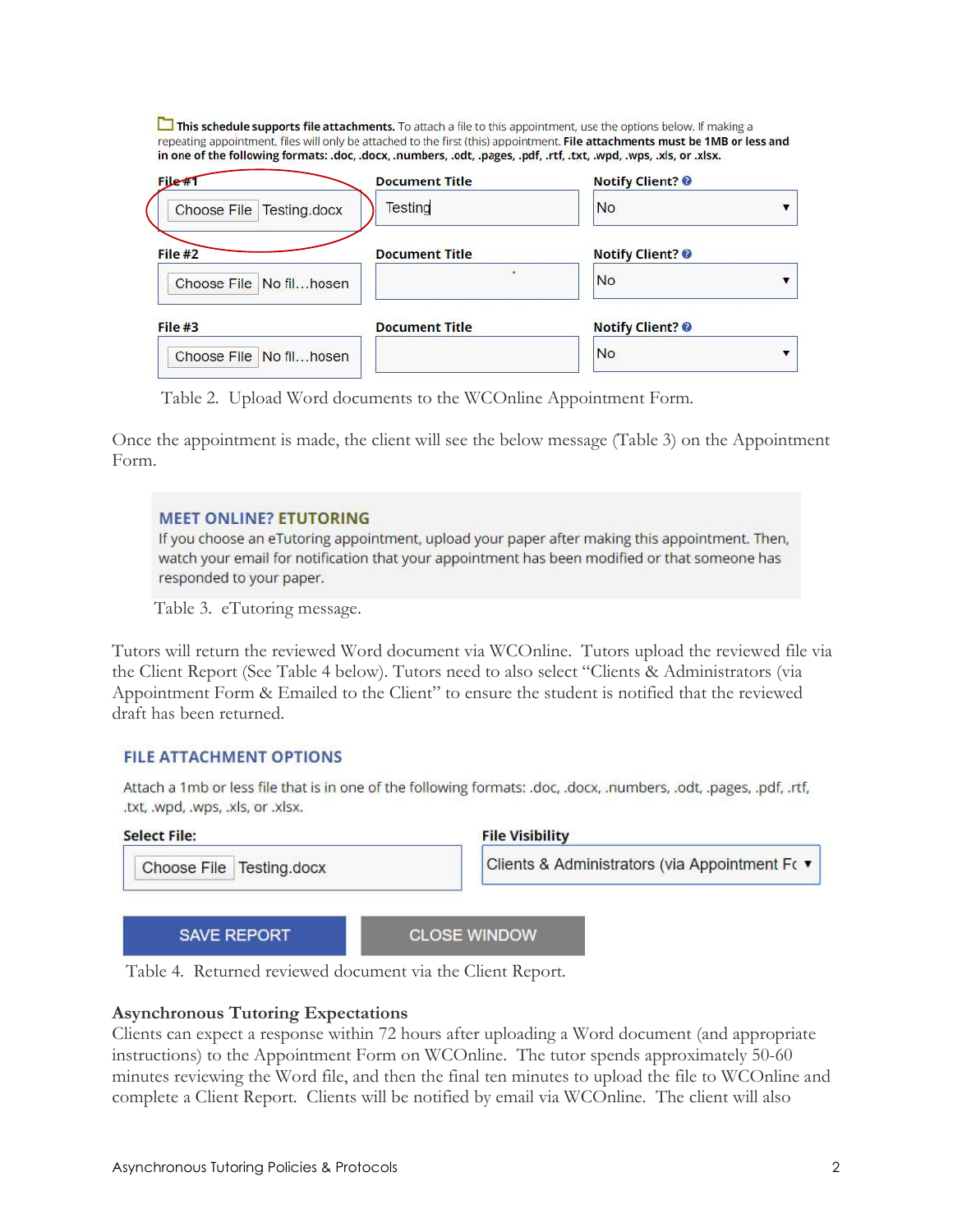**This schedule supports file attachments.** To attach a file to this appointment, use the options below. If making a repeating appointment, files will only be attached to the first (this) appointment. **File attachments must be 1MB or less and in one of the following formats: .doc, .docx, .numbers, .odt, .pages, .pdf, .rtf, .txt, .wpd, .wps, .xls, or .xlsx.**

| File #1 | Document Title | Notify Client? |
|---|---|---|
| Choose File Testing.docx | Testing | No |
| **File #2** | **Document Title** | **Notify Client?** |
| Choose File No fil…hosen | | No |
| **File #3** | **Document Title** | **Notify Client?** |
| Choose File No fil…hosen | | No |

Table 2. Upload Word documents to the WCOnline Appointment Form.

Once the appointment is made, the client will see the below message (Table 3) on the Appointment Form.

**MEET ONLINE? ETUTORING**

If you choose an eTutoring appointment, upload your paper after making this appointment. Then, watch your email for notification that your appointment has been modified or that someone has responded to your paper.

Table 3. eTutoring message.

Tutors will return the reviewed Word document via WCOnline. Tutors upload the reviewed file via the Client Report (See Table 4 below). Tutors need to also select "Clients & Administrators (via Appointment Form & Emailed to the Client" to ensure the student is notified that the reviewed draft has been returned.

**FILE ATTACHMENT OPTIONS**

Attach a 1mb or less file that is in one of the following formats: .doc, .docx, .numbers, .odt, .pages, .pdf, .rtf, .txt, .wpd, .wps, .xls, or .xlsx.

| Select File: | File Visibility |
|---|---|
| Choose File Testing.docx | Clients & Administrators (via Appointment Fc |

SAVE REPORT | CLOSE WINDOW

Table 4. Returned reviewed document via the Client Report.

### Asynchronous Tutoring Expectations

Clients can expect a response within 72 hours after uploading a Word document (and appropriate instructions) to the Appointment Form on WCOnline. The tutor spends approximately 50-60 minutes reviewing the Word file, and then the final ten minutes to upload the file to WCOnline and complete a Client Report. Clients will be notified by email via WCOnline. The client will also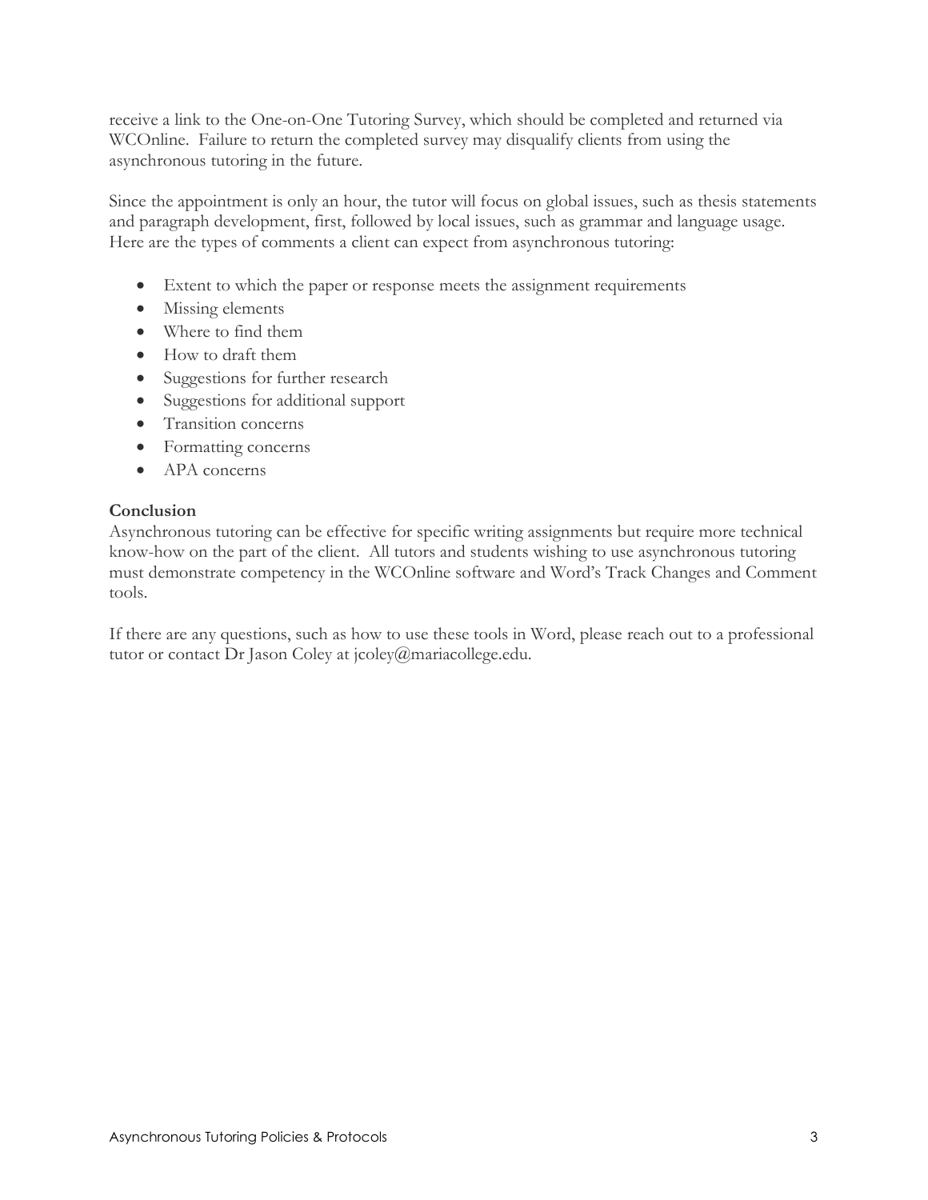receive a link to the One-on-One Tutoring Survey, which should be completed and returned via WCOnline. Failure to return the completed survey may disqualify clients from using the asynchronous tutoring in the future.

Since the appointment is only an hour, the tutor will focus on global issues, such as thesis statements and paragraph development, first, followed by local issues, such as grammar and language usage. Here are the types of comments a client can expect from asynchronous tutoring:

- Extent to which the paper or response meets the assignment requirements
- Missing elements
- Where to find them
- How to draft them
- Suggestions for further research
- Suggestions for additional support
- Transition concerns
- Formatting concerns
- APA concerns

**Conclusion**

Asynchronous tutoring can be effective for specific writing assignments but require more technical know-how on the part of the client. All tutors and students wishing to use asynchronous tutoring must demonstrate competency in the WCOnline software and Word's Track Changes and Comment tools.

If there are any questions, such as how to use these tools in Word, please reach out to a professional tutor or contact Dr Jason Coley at jcoley@mariacollege.edu.